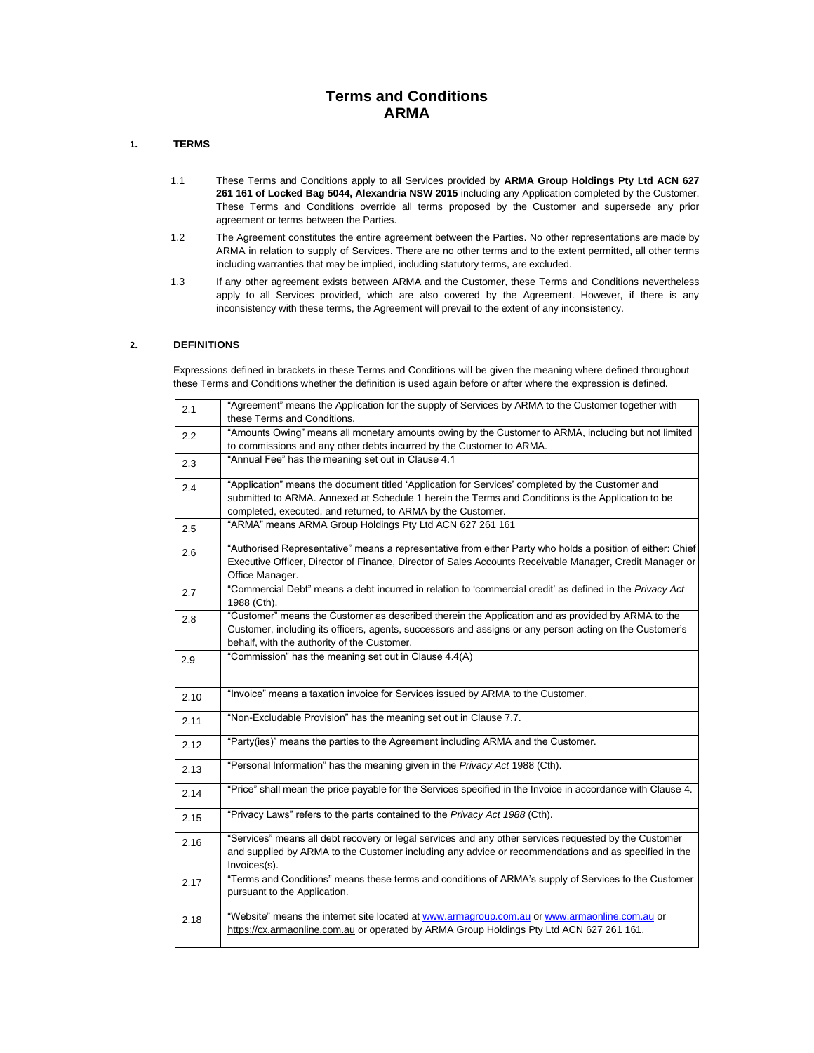# Terms and Conditions
# ARMA

## 1. TERMS

1.1 These Terms and Conditions apply to all Services provided by **ARMA Group Holdings Pty Ltd ACN 627 261 161 of Locked Bag 5044, Alexandria NSW 2015** including any Application completed by the Customer. These Terms and Conditions override all terms proposed by the Customer and supersede any prior agreement or terms between the Parties.

1.2 The Agreement constitutes the entire agreement between the Parties. No other representations are made by ARMA in relation to supply of Services. There are no other terms and to the extent permitted, all other terms including warranties that may be implied, including statutory terms, are excluded.

1.3 If any other agreement exists between ARMA and the Customer, these Terms and Conditions nevertheless apply to all Services provided, which are also covered by the Agreement. However, if there is any inconsistency with these terms, the Agreement will prevail to the extent of any inconsistency.

## 2. DEFINITIONS

Expressions defined in brackets in these Terms and Conditions will be given the meaning where defined throughout these Terms and Conditions whether the definition is used again before or after where the expression is defined.

| | |
|---|---|
| 2.1 | "Agreement" means the Application for the supply of Services by ARMA to the Customer together with these Terms and Conditions. |
| 2.2 | "Amounts Owing" means all monetary amounts owing by the Customer to ARMA, including but not limited to commissions and any other debts incurred by the Customer to ARMA. |
| 2.3 | "Annual Fee" has the meaning set out in Clause 4.1 |
| 2.4 | "Application" means the document titled 'Application for Services' completed by the Customer and submitted to ARMA. Annexed at Schedule 1 herein the Terms and Conditions is the Application to be completed, executed, and returned, to ARMA by the Customer. |
| 2.5 | "ARMA" means ARMA Group Holdings Pty Ltd ACN 627 261 161 |
| 2.6 | "Authorised Representative" means a representative from either Party who holds a position of either: Chief Executive Officer, Director of Finance, Director of Sales Accounts Receivable Manager, Credit Manager or Office Manager. |
| 2.7 | "Commercial Debt" means a debt incurred in relation to 'commercial credit' as defined in the *Privacy Act* 1988 (Cth). |
| 2.8 | "Customer" means the Customer as described therein the Application and as provided by ARMA to the Customer, including its officers, agents, successors and assigns or any person acting on the Customer's behalf, with the authority of the Customer. |
| 2.9 | "Commission" has the meaning set out in Clause 4.4(A) |
| 2.10 | "Invoice" means a taxation invoice for Services issued by ARMA to the Customer. |
| 2.11 | "Non-Excludable Provision" has the meaning set out in Clause 7.7. |
| 2.12 | "Party(ies)" means the parties to the Agreement including ARMA and the Customer. |
| 2.13 | "Personal Information" has the meaning given in the *Privacy Act* 1988 (Cth). |
| 2.14 | "Price" shall mean the price payable for the Services specified in the Invoice in accordance with Clause 4. |
| 2.15 | "Privacy Laws" refers to the parts contained to the *Privacy Act 1988* (Cth). |
| 2.16 | "Services" means all debt recovery or legal services and any other services requested by the Customer and supplied by ARMA to the Customer including any advice or recommendations and as specified in the Invoices(s). |
| 2.17 | "Terms and Conditions" means these terms and conditions of ARMA's supply of Services to the Customer pursuant to the Application. |
| 2.18 | "Website" means the internet site located at www.armagroup.com.au or www.armaonline.com.au or https://cx.armaonline.com.au or operated by ARMA Group Holdings Pty Ltd ACN 627 261 161. |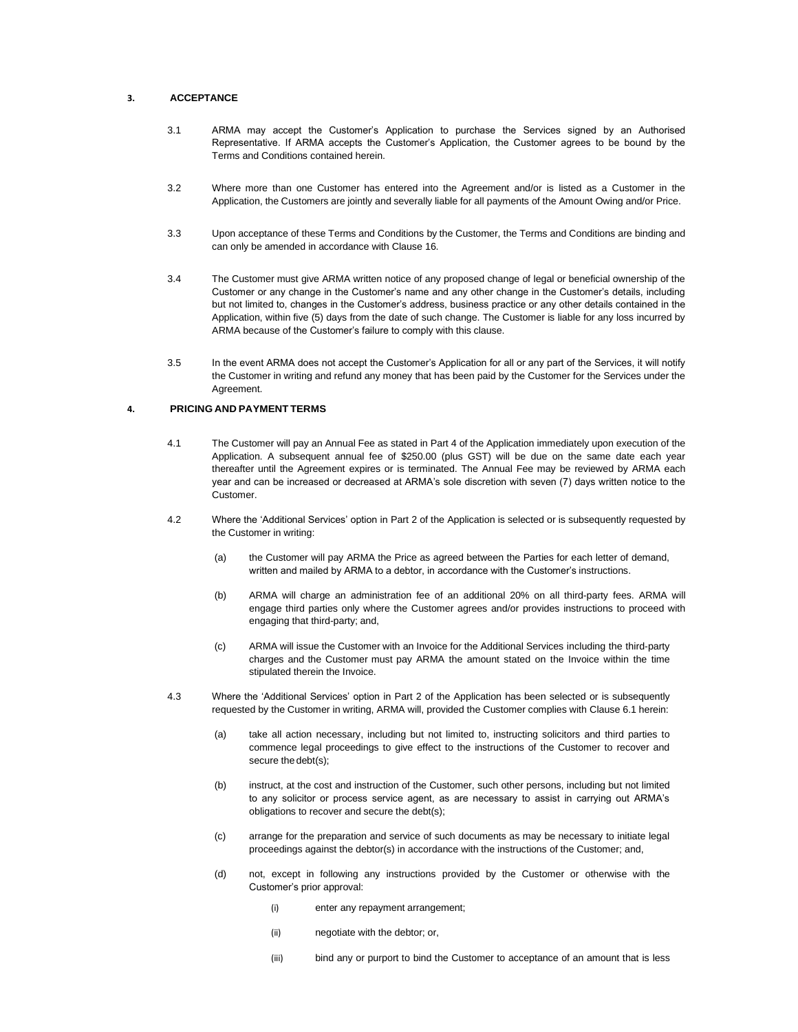## 3. ACCEPTANCE

3.1 ARMA may accept the Customer's Application to purchase the Services signed by an Authorised Representative. If ARMA accepts the Customer's Application, the Customer agrees to be bound by the Terms and Conditions contained herein.

3.2 Where more than one Customer has entered into the Agreement and/or is listed as a Customer in the Application, the Customers are jointly and severally liable for all payments of the Amount Owing and/or Price.

3.3 Upon acceptance of these Terms and Conditions by the Customer, the Terms and Conditions are binding and can only be amended in accordance with Clause 16.

3.4 The Customer must give ARMA written notice of any proposed change of legal or beneficial ownership of the Customer or any change in the Customer's name and any other change in the Customer's details, including but not limited to, changes in the Customer's address, business practice or any other details contained in the Application, within five (5) days from the date of such change. The Customer is liable for any loss incurred by ARMA because of the Customer's failure to comply with this clause.

3.5 In the event ARMA does not accept the Customer's Application for all or any part of the Services, it will notify the Customer in writing and refund any money that has been paid by the Customer for the Services under the Agreement.

## 4. PRICING AND PAYMENT TERMS

4.1 The Customer will pay an Annual Fee as stated in Part 4 of the Application immediately upon execution of the Application. A subsequent annual fee of $250.00 (plus GST) will be due on the same date each year thereafter until the Agreement expires or is terminated. The Annual Fee may be reviewed by ARMA each year and can be increased or decreased at ARMA's sole discretion with seven (7) days written notice to the Customer.

4.2 Where the 'Additional Services' option in Part 2 of the Application is selected or is subsequently requested by the Customer in writing:

(a) the Customer will pay ARMA the Price as agreed between the Parties for each letter of demand, written and mailed by ARMA to a debtor, in accordance with the Customer's instructions.

(b) ARMA will charge an administration fee of an additional 20% on all third-party fees. ARMA will engage third parties only where the Customer agrees and/or provides instructions to proceed with engaging that third-party; and,

(c) ARMA will issue the Customer with an Invoice for the Additional Services including the third-party charges and the Customer must pay ARMA the amount stated on the Invoice within the time stipulated therein the Invoice.

4.3 Where the 'Additional Services' option in Part 2 of the Application has been selected or is subsequently requested by the Customer in writing, ARMA will, provided the Customer complies with Clause 6.1 herein:

(a) take all action necessary, including but not limited to, instructing solicitors and third parties to commence legal proceedings to give effect to the instructions of the Customer to recover and secure the debt(s);

(b) instruct, at the cost and instruction of the Customer, such other persons, including but not limited to any solicitor or process service agent, as are necessary to assist in carrying out ARMA's obligations to recover and secure the debt(s);

(c) arrange for the preparation and service of such documents as may be necessary to initiate legal proceedings against the debtor(s) in accordance with the instructions of the Customer; and,

(d) not, except in following any instructions provided by the Customer or otherwise with the Customer's prior approval:

(i) enter any repayment arrangement;

(ii) negotiate with the debtor; or,

(iii) bind any or purport to bind the Customer to acceptance of an amount that is less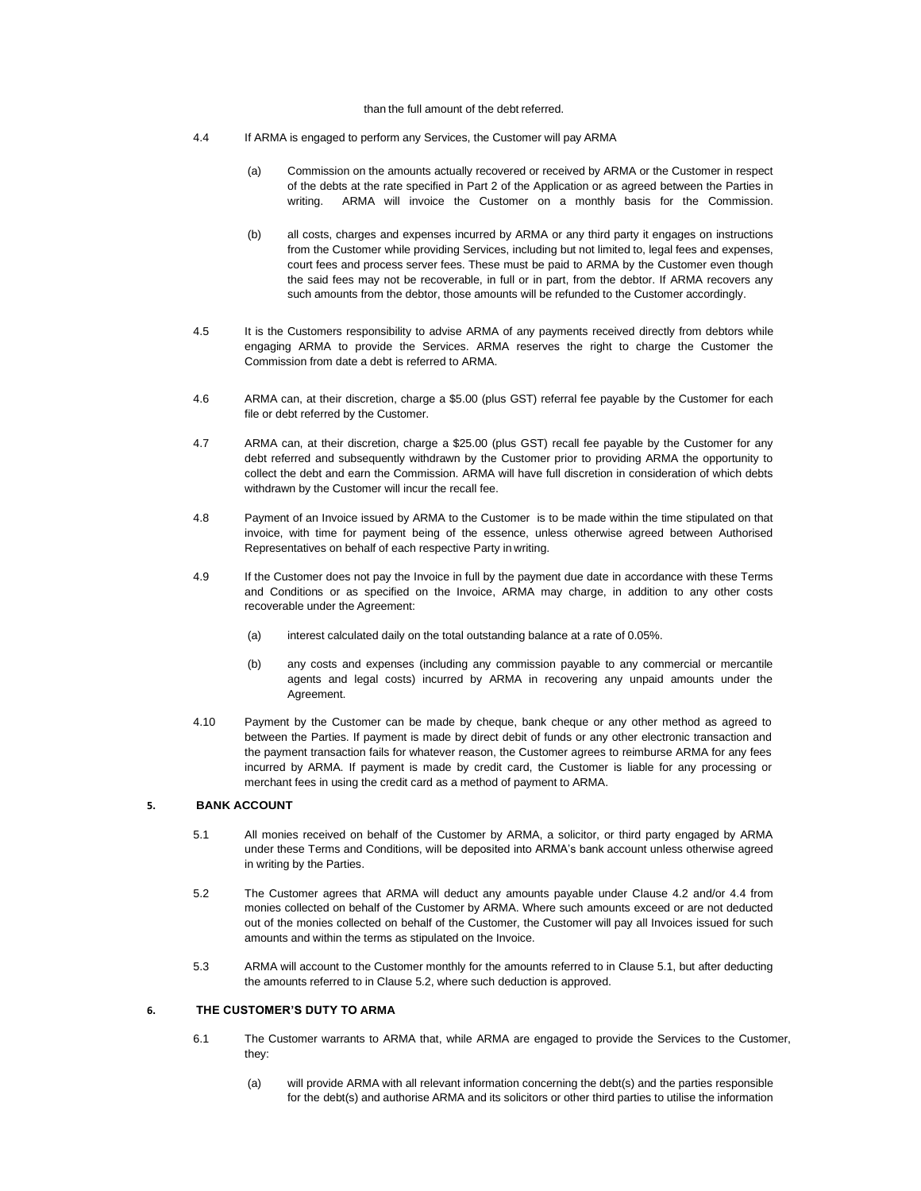than the full amount of the debt referred.

4.4 If ARMA is engaged to perform any Services, the Customer will pay ARMA

(a) Commission on the amounts actually recovered or received by ARMA or the Customer in respect of the debts at the rate specified in Part 2 of the Application or as agreed between the Parties in writing. ARMA will invoice the Customer on a monthly basis for the Commission.

(b) all costs, charges and expenses incurred by ARMA or any third party it engages on instructions from the Customer while providing Services, including but not limited to, legal fees and expenses, court fees and process server fees. These must be paid to ARMA by the Customer even though the said fees may not be recoverable, in full or in part, from the debtor. If ARMA recovers any such amounts from the debtor, those amounts will be refunded to the Customer accordingly.

4.5 It is the Customers responsibility to advise ARMA of any payments received directly from debtors while engaging ARMA to provide the Services. ARMA reserves the right to charge the Customer the Commission from date a debt is referred to ARMA.

4.6 ARMA can, at their discretion, charge a $5.00 (plus GST) referral fee payable by the Customer for each file or debt referred by the Customer.

4.7 ARMA can, at their discretion, charge a $25.00 (plus GST) recall fee payable by the Customer for any debt referred and subsequently withdrawn by the Customer prior to providing ARMA the opportunity to collect the debt and earn the Commission. ARMA will have full discretion in consideration of which debts withdrawn by the Customer will incur the recall fee.

4.8 Payment of an Invoice issued by ARMA to the Customer is to be made within the time stipulated on that invoice, with time for payment being of the essence, unless otherwise agreed between Authorised Representatives on behalf of each respective Party in writing.

4.9 If the Customer does not pay the Invoice in full by the payment due date in accordance with these Terms and Conditions or as specified on the Invoice, ARMA may charge, in addition to any other costs recoverable under the Agreement:

(a) interest calculated daily on the total outstanding balance at a rate of 0.05%.

(b) any costs and expenses (including any commission payable to any commercial or mercantile agents and legal costs) incurred by ARMA in recovering any unpaid amounts under the Agreement.

4.10 Payment by the Customer can be made by cheque, bank cheque or any other method as agreed to between the Parties. If payment is made by direct debit of funds or any other electronic transaction and the payment transaction fails for whatever reason, the Customer agrees to reimburse ARMA for any fees incurred by ARMA. If payment is made by credit card, the Customer is liable for any processing or merchant fees in using the credit card as a method of payment to ARMA.

## 5. BANK ACCOUNT

5.1 All monies received on behalf of the Customer by ARMA, a solicitor, or third party engaged by ARMA under these Terms and Conditions, will be deposited into ARMA's bank account unless otherwise agreed in writing by the Parties.

5.2 The Customer agrees that ARMA will deduct any amounts payable under Clause 4.2 and/or 4.4 from monies collected on behalf of the Customer by ARMA. Where such amounts exceed or are not deducted out of the monies collected on behalf of the Customer, the Customer will pay all Invoices issued for such amounts and within the terms as stipulated on the Invoice.

5.3 ARMA will account to the Customer monthly for the amounts referred to in Clause 5.1, but after deducting the amounts referred to in Clause 5.2, where such deduction is approved.

## 6. THE CUSTOMER'S DUTY TO ARMA

6.1 The Customer warrants to ARMA that, while ARMA are engaged to provide the Services to the Customer, they:

(a) will provide ARMA with all relevant information concerning the debt(s) and the parties responsible for the debt(s) and authorise ARMA and its solicitors or other third parties to utilise the information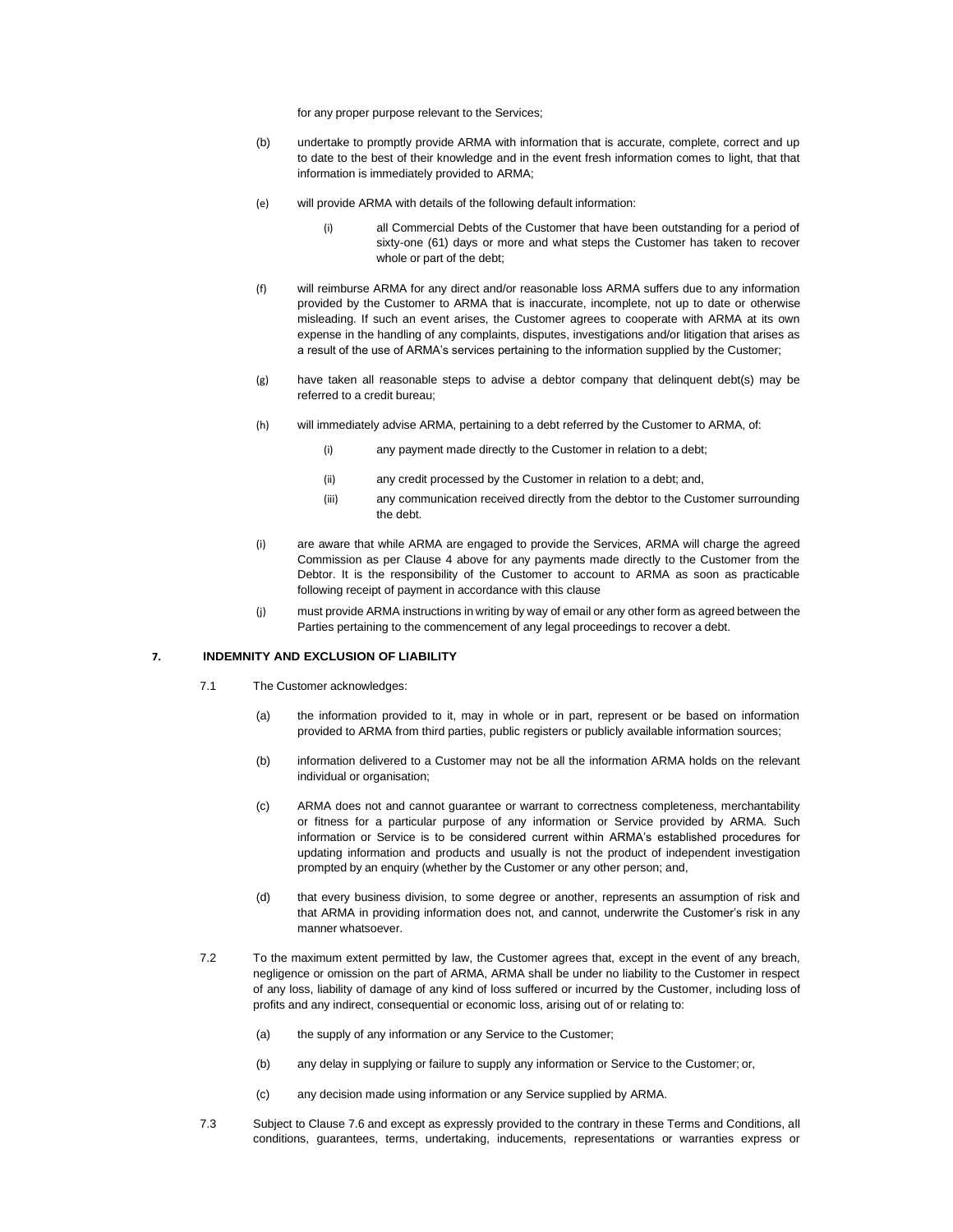for any proper purpose relevant to the Services;

(b) undertake to promptly provide ARMA with information that is accurate, complete, correct and up to date to the best of their knowledge and in the event fresh information comes to light, that that information is immediately provided to ARMA;

(e) will provide ARMA with details of the following default information:

(i) all Commercial Debts of the Customer that have been outstanding for a period of sixty-one (61) days or more and what steps the Customer has taken to recover whole or part of the debt;

(f) will reimburse ARMA for any direct and/or reasonable loss ARMA suffers due to any information provided by the Customer to ARMA that is inaccurate, incomplete, not up to date or otherwise misleading. If such an event arises, the Customer agrees to cooperate with ARMA at its own expense in the handling of any complaints, disputes, investigations and/or litigation that arises as a result of the use of ARMA's services pertaining to the information supplied by the Customer;

(g) have taken all reasonable steps to advise a debtor company that delinquent debt(s) may be referred to a credit bureau;

(h) will immediately advise ARMA, pertaining to a debt referred by the Customer to ARMA, of:

(i) any payment made directly to the Customer in relation to a debt;

(ii) any credit processed by the Customer in relation to a debt; and,

(iii) any communication received directly from the debtor to the Customer surrounding the debt.

(i) are aware that while ARMA are engaged to provide the Services, ARMA will charge the agreed Commission as per Clause 4 above for any payments made directly to the Customer from the Debtor. It is the responsibility of the Customer to account to ARMA as soon as practicable following receipt of payment in accordance with this clause

(j) must provide ARMA instructions in writing by way of email or any other form as agreed between the Parties pertaining to the commencement of any legal proceedings to recover a debt.

## 7. INDEMNITY AND EXCLUSION OF LIABILITY

7.1 The Customer acknowledges:

(a) the information provided to it, may in whole or in part, represent or be based on information provided to ARMA from third parties, public registers or publicly available information sources;

(b) information delivered to a Customer may not be all the information ARMA holds on the relevant individual or organisation;

(c) ARMA does not and cannot guarantee or warrant to correctness completeness, merchantability or fitness for a particular purpose of any information or Service provided by ARMA. Such information or Service is to be considered current within ARMA's established procedures for updating information and products and usually is not the product of independent investigation prompted by an enquiry (whether by the Customer or any other person; and,

(d) that every business division, to some degree or another, represents an assumption of risk and that ARMA in providing information does not, and cannot, underwrite the Customer's risk in any manner whatsoever.

7.2 To the maximum extent permitted by law, the Customer agrees that, except in the event of any breach, negligence or omission on the part of ARMA, ARMA shall be under no liability to the Customer in respect of any loss, liability of damage of any kind of loss suffered or incurred by the Customer, including loss of profits and any indirect, consequential or economic loss, arising out of or relating to:

(a) the supply of any information or any Service to the Customer;

(b) any delay in supplying or failure to supply any information or Service to the Customer; or,

(c) any decision made using information or any Service supplied by ARMA.

7.3 Subject to Clause 7.6 and except as expressly provided to the contrary in these Terms and Conditions, all conditions, guarantees, terms, undertaking, inducements, representations or warranties express or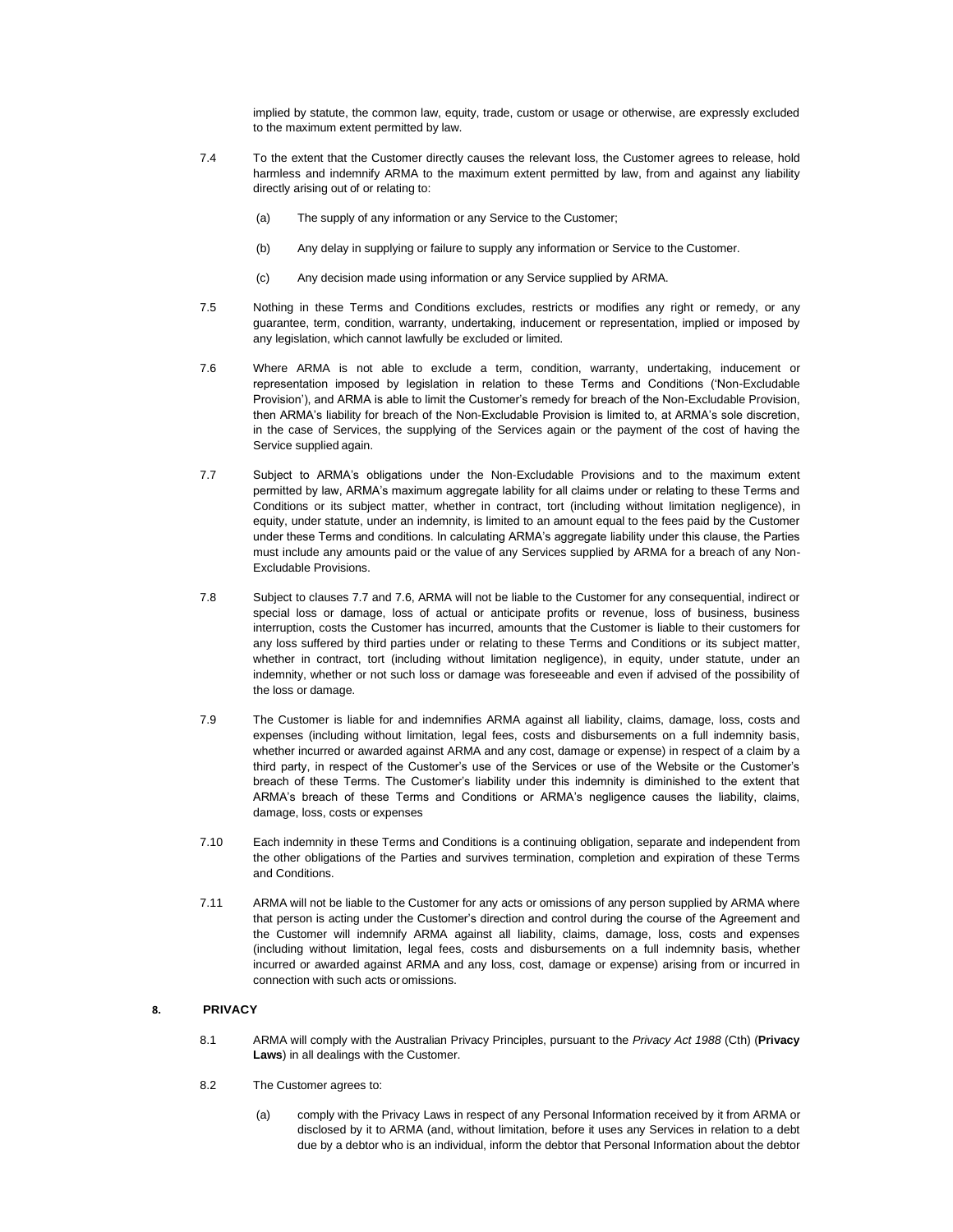implied by statute, the common law, equity, trade, custom or usage or otherwise, are expressly excluded to the maximum extent permitted by law.

7.4 To the extent that the Customer directly causes the relevant loss, the Customer agrees to release, hold harmless and indemnify ARMA to the maximum extent permitted by law, from and against any liability directly arising out of or relating to:

(a) The supply of any information or any Service to the Customer;

(b) Any delay in supplying or failure to supply any information or Service to the Customer.

(c) Any decision made using information or any Service supplied by ARMA.

7.5 Nothing in these Terms and Conditions excludes, restricts or modifies any right or remedy, or any guarantee, term, condition, warranty, undertaking, inducement or representation, implied or imposed by any legislation, which cannot lawfully be excluded or limited.

7.6 Where ARMA is not able to exclude a term, condition, warranty, undertaking, inducement or representation imposed by legislation in relation to these Terms and Conditions ('Non-Excludable Provision'), and ARMA is able to limit the Customer's remedy for breach of the Non-Excludable Provision, then ARMA's liability for breach of the Non-Excludable Provision is limited to, at ARMA's sole discretion, in the case of Services, the supplying of the Services again or the payment of the cost of having the Service supplied again.

7.7 Subject to ARMA's obligations under the Non-Excludable Provisions and to the maximum extent permitted by law, ARMA's maximum aggregate liability for all claims under or relating to these Terms and Conditions or its subject matter, whether in contract, tort (including without limitation negligence), in equity, under statute, under an indemnity, is limited to an amount equal to the fees paid by the Customer under these Terms and conditions. In calculating ARMA's aggregate liability under this clause, the Parties must include any amounts paid or the value of any Services supplied by ARMA for a breach of any Non-Excludable Provisions.

7.8 Subject to clauses 7.7 and 7.6, ARMA will not be liable to the Customer for any consequential, indirect or special loss or damage, loss of actual or anticipate profits or revenue, loss of business, business interruption, costs the Customer has incurred, amounts that the Customer is liable to their customers for any loss suffered by third parties under or relating to these Terms and Conditions or its subject matter, whether in contract, tort (including without limitation negligence), in equity, under statute, under an indemnity, whether or not such loss or damage was foreseeable and even if advised of the possibility of the loss or damage.

7.9 The Customer is liable for and indemnifies ARMA against all liability, claims, damage, loss, costs and expenses (including without limitation, legal fees, costs and disbursements on a full indemnity basis, whether incurred or awarded against ARMA and any cost, damage or expense) in respect of a claim by a third party, in respect of the Customer's use of the Services or use of the Website or the Customer's breach of these Terms. The Customer's liability under this indemnity is diminished to the extent that ARMA's breach of these Terms and Conditions or ARMA's negligence causes the liability, claims, damage, loss, costs or expenses

7.10 Each indemnity in these Terms and Conditions is a continuing obligation, separate and independent from the other obligations of the Parties and survives termination, completion and expiration of these Terms and Conditions.

7.11 ARMA will not be liable to the Customer for any acts or omissions of any person supplied by ARMA where that person is acting under the Customer's direction and control during the course of the Agreement and the Customer will indemnify ARMA against all liability, claims, damage, loss, costs and expenses (including without limitation, legal fees, costs and disbursements on a full indemnity basis, whether incurred or awarded against ARMA and any loss, cost, damage or expense) arising from or incurred in connection with such acts or omissions.

## 8. PRIVACY

8.1 ARMA will comply with the Australian Privacy Principles, pursuant to the *Privacy Act 1988* (Cth) (**Privacy Laws**) in all dealings with the Customer.

8.2 The Customer agrees to:

(a) comply with the Privacy Laws in respect of any Personal Information received by it from ARMA or disclosed by it to ARMA (and, without limitation, before it uses any Services in relation to a debt due by a debtor who is an individual, inform the debtor that Personal Information about the debtor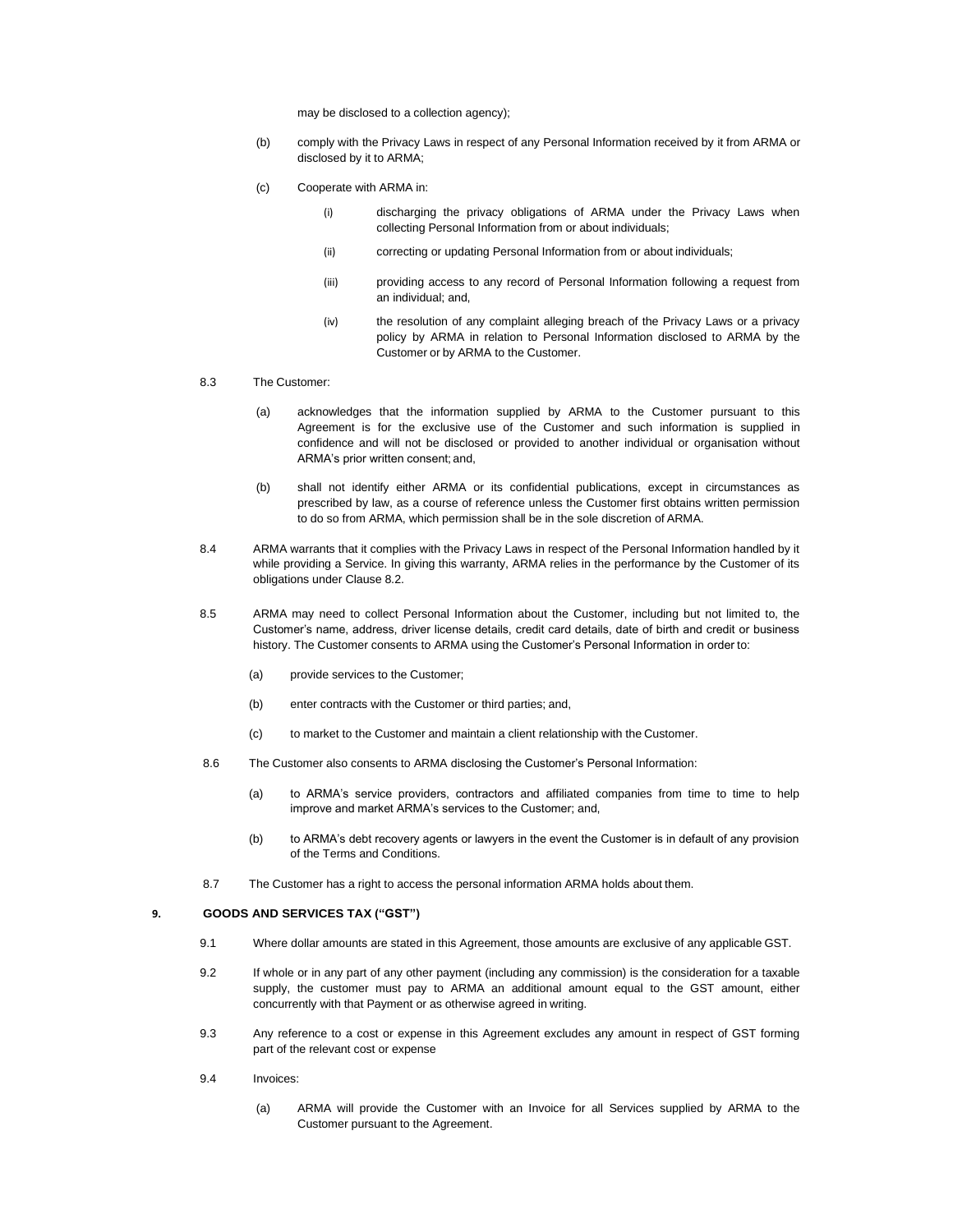may be disclosed to a collection agency);

(b) comply with the Privacy Laws in respect of any Personal Information received by it from ARMA or disclosed by it to ARMA;

(c) Cooperate with ARMA in:

(i) discharging the privacy obligations of ARMA under the Privacy Laws when collecting Personal Information from or about individuals;

(ii) correcting or updating Personal Information from or about individuals;

(iii) providing access to any record of Personal Information following a request from an individual; and,

(iv) the resolution of any complaint alleging breach of the Privacy Laws or a privacy policy by ARMA in relation to Personal Information disclosed to ARMA by the Customer or by ARMA to the Customer.

8.3 The Customer:

(a) acknowledges that the information supplied by ARMA to the Customer pursuant to this Agreement is for the exclusive use of the Customer and such information is supplied in confidence and will not be disclosed or provided to another individual or organisation without ARMA's prior written consent; and,

(b) shall not identify either ARMA or its confidential publications, except in circumstances as prescribed by law, as a course of reference unless the Customer first obtains written permission to do so from ARMA, which permission shall be in the sole discretion of ARMA.

8.4 ARMA warrants that it complies with the Privacy Laws in respect of the Personal Information handled by it while providing a Service. In giving this warranty, ARMA relies in the performance by the Customer of its obligations under Clause 8.2.

8.5 ARMA may need to collect Personal Information about the Customer, including but not limited to, the Customer's name, address, driver license details, credit card details, date of birth and credit or business history. The Customer consents to ARMA using the Customer's Personal Information in order to:

(a) provide services to the Customer;

(b) enter contracts with the Customer or third parties; and,

(c) to market to the Customer and maintain a client relationship with the Customer.

8.6 The Customer also consents to ARMA disclosing the Customer's Personal Information:

(a) to ARMA's service providers, contractors and affiliated companies from time to time to help improve and market ARMA's services to the Customer; and,

(b) to ARMA's debt recovery agents or lawyers in the event the Customer is in default of any provision of the Terms and Conditions.

8.7 The Customer has a right to access the personal information ARMA holds about them.

## 9. GOODS AND SERVICES TAX ("GST")

9.1 Where dollar amounts are stated in this Agreement, those amounts are exclusive of any applicable GST.

9.2 If whole or in any part of any other payment (including any commission) is the consideration for a taxable supply, the customer must pay to ARMA an additional amount equal to the GST amount, either concurrently with that Payment or as otherwise agreed in writing.

9.3 Any reference to a cost or expense in this Agreement excludes any amount in respect of GST forming part of the relevant cost or expense

9.4 Invoices:

(a) ARMA will provide the Customer with an Invoice for all Services supplied by ARMA to the Customer pursuant to the Agreement.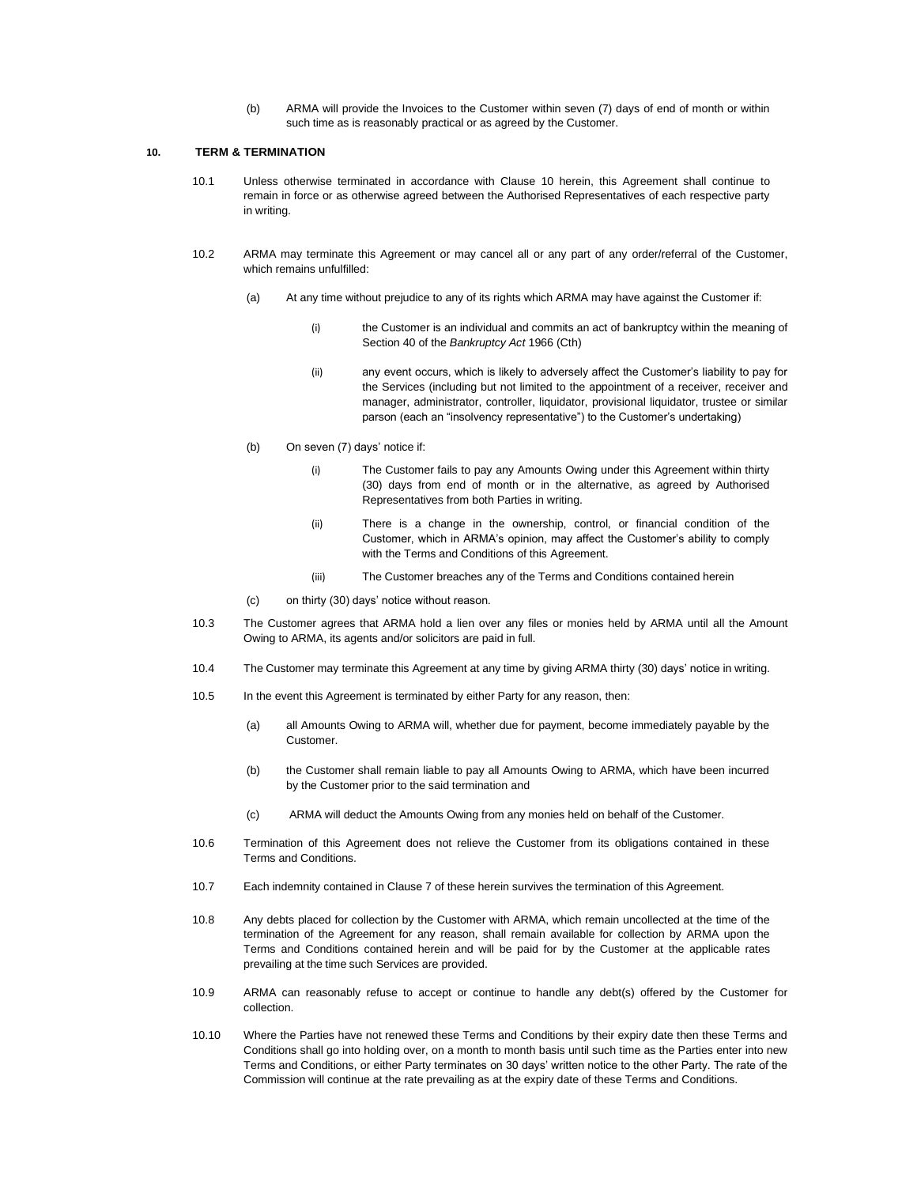(b) ARMA will provide the Invoices to the Customer within seven (7) days of end of month or within such time as is reasonably practical or as agreed by the Customer.

## 10. TERM & TERMINATION

10.1 Unless otherwise terminated in accordance with Clause 10 herein, this Agreement shall continue to remain in force or as otherwise agreed between the Authorised Representatives of each respective party in writing.

10.2 ARMA may terminate this Agreement or may cancel all or any part of any order/referral of the Customer, which remains unfulfilled:

(a) At any time without prejudice to any of its rights which ARMA may have against the Customer if:

(i) the Customer is an individual and commits an act of bankruptcy within the meaning of Section 40 of the *Bankruptcy Act* 1966 (Cth)

(ii) any event occurs, which is likely to adversely affect the Customer's liability to pay for the Services (including but not limited to the appointment of a receiver, receiver and manager, administrator, controller, liquidator, provisional liquidator, trustee or similar person (each an "insolvency representative") to the Customer's undertaking)

(b) On seven (7) days' notice if:

(i) The Customer fails to pay any Amounts Owing under this Agreement within thirty (30) days from end of month or in the alternative, as agreed by Authorised Representatives from both Parties in writing.

(ii) There is a change in the ownership, control, or financial condition of the Customer, which in ARMA's opinion, may affect the Customer's ability to comply with the Terms and Conditions of this Agreement.

(iii) The Customer breaches any of the Terms and Conditions contained herein

(c) on thirty (30) days' notice without reason.

10.3 The Customer agrees that ARMA hold a lien over any files or monies held by ARMA until all the Amount Owing to ARMA, its agents and/or solicitors are paid in full.

10.4 The Customer may terminate this Agreement at any time by giving ARMA thirty (30) days' notice in writing.

10.5 In the event this Agreement is terminated by either Party for any reason, then:

(a) all Amounts Owing to ARMA will, whether due for payment, become immediately payable by the Customer.

(b) the Customer shall remain liable to pay all Amounts Owing to ARMA, which have been incurred by the Customer prior to the said termination and

(c) ARMA will deduct the Amounts Owing from any monies held on behalf of the Customer.

10.6 Termination of this Agreement does not relieve the Customer from its obligations contained in these Terms and Conditions.

10.7 Each indemnity contained in Clause 7 of these herein survives the termination of this Agreement.

10.8 Any debts placed for collection by the Customer with ARMA, which remain uncollected at the time of the termination of the Agreement for any reason, shall remain available for collection by ARMA upon the Terms and Conditions contained herein and will be paid for by the Customer at the applicable rates prevailing at the time such Services are provided.

10.9 ARMA can reasonably refuse to accept or continue to handle any debt(s) offered by the Customer for collection.

10.10 Where the Parties have not renewed these Terms and Conditions by their expiry date then these Terms and Conditions shall go into holding over, on a month to month basis until such time as the Parties enter into new Terms and Conditions, or either Party terminates on 30 days' written notice to the other Party. The rate of the Commission will continue at the rate prevailing as at the expiry date of these Terms and Conditions.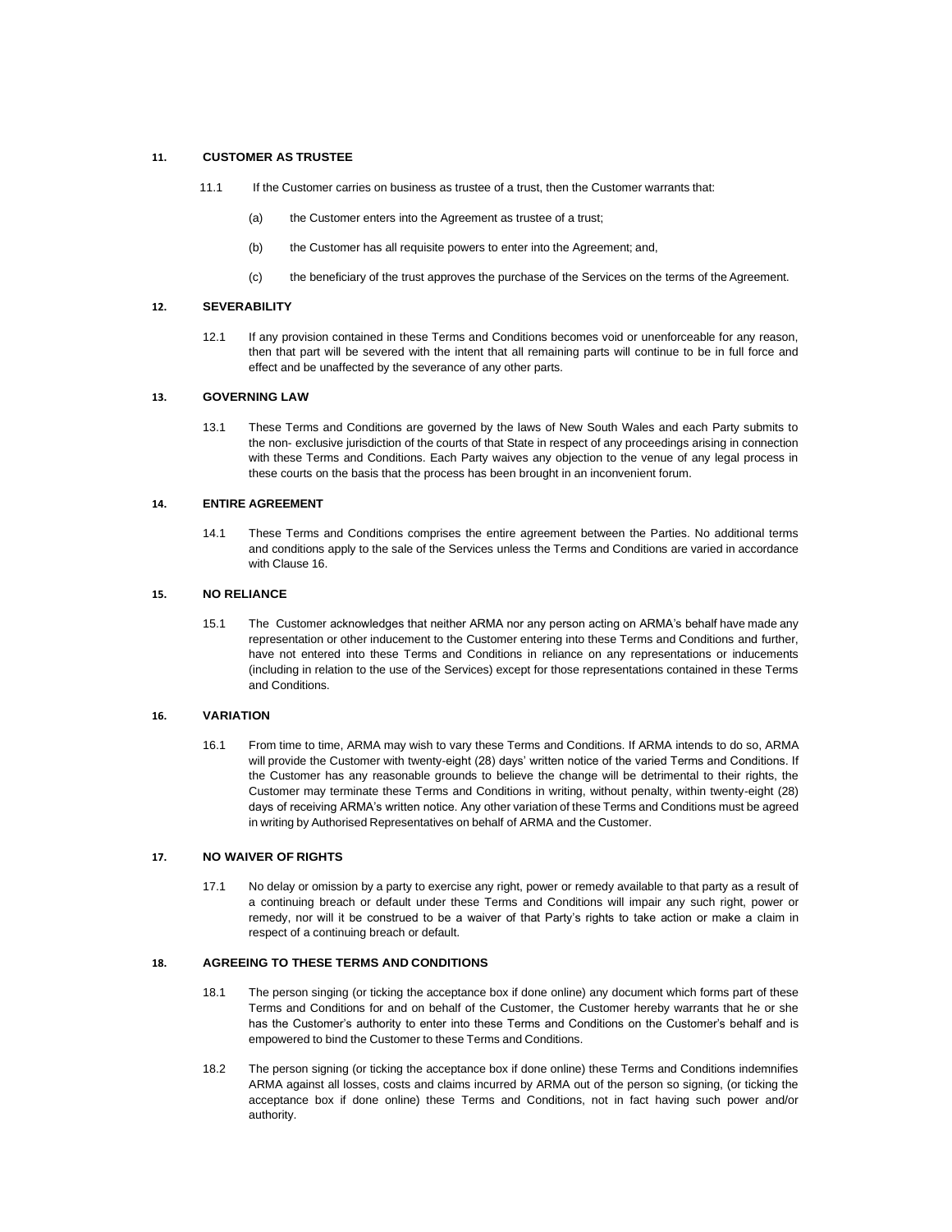## 11. CUSTOMER AS TRUSTEE

11.1 If the Customer carries on business as trustee of a trust, then the Customer warrants that:

(a) the Customer enters into the Agreement as trustee of a trust;

(b) the Customer has all requisite powers to enter into the Agreement; and,

(c) the beneficiary of the trust approves the purchase of the Services on the terms of the Agreement.

## 12. SEVERABILITY

12.1 If any provision contained in these Terms and Conditions becomes void or unenforceable for any reason, then that part will be severed with the intent that all remaining parts will continue to be in full force and effect and be unaffected by the severance of any other parts.

## 13. GOVERNING LAW

13.1 These Terms and Conditions are governed by the laws of New South Wales and each Party submits to the non- exclusive jurisdiction of the courts of that State in respect of any proceedings arising in connection with these Terms and Conditions. Each Party waives any objection to the venue of any legal process in these courts on the basis that the process has been brought in an inconvenient forum.

## 14. ENTIRE AGREEMENT

14.1 These Terms and Conditions comprises the entire agreement between the Parties. No additional terms and conditions apply to the sale of the Services unless the Terms and Conditions are varied in accordance with Clause 16.

## 15. NO RELIANCE

15.1 The Customer acknowledges that neither ARMA nor any person acting on ARMA's behalf have made any representation or other inducement to the Customer entering into these Terms and Conditions and further, have not entered into these Terms and Conditions in reliance on any representations or inducements (including in relation to the use of the Services) except for those representations contained in these Terms and Conditions.

## 16. VARIATION

16.1 From time to time, ARMA may wish to vary these Terms and Conditions. If ARMA intends to do so, ARMA will provide the Customer with twenty-eight (28) days' written notice of the varied Terms and Conditions. If the Customer has any reasonable grounds to believe the change will be detrimental to their rights, the Customer may terminate these Terms and Conditions in writing, without penalty, within twenty-eight (28) days of receiving ARMA's written notice. Any other variation of these Terms and Conditions must be agreed in writing by Authorised Representatives on behalf of ARMA and the Customer.

## 17. NO WAIVER OF RIGHTS

17.1 No delay or omission by a party to exercise any right, power or remedy available to that party as a result of a continuing breach or default under these Terms and Conditions will impair any such right, power or remedy, nor will it be construed to be a waiver of that Party's rights to take action or make a claim in respect of a continuing breach or default.

## 18. AGREEING TO THESE TERMS AND CONDITIONS

18.1 The person singing (or ticking the acceptance box if done online) any document which forms part of these Terms and Conditions for and on behalf of the Customer, the Customer hereby warrants that he or she has the Customer's authority to enter into these Terms and Conditions on the Customer's behalf and is empowered to bind the Customer to these Terms and Conditions.

18.2 The person signing (or ticking the acceptance box if done online) these Terms and Conditions indemnifies ARMA against all losses, costs and claims incurred by ARMA out of the person so signing, (or ticking the acceptance box if done online) these Terms and Conditions, not in fact having such power and/or authority.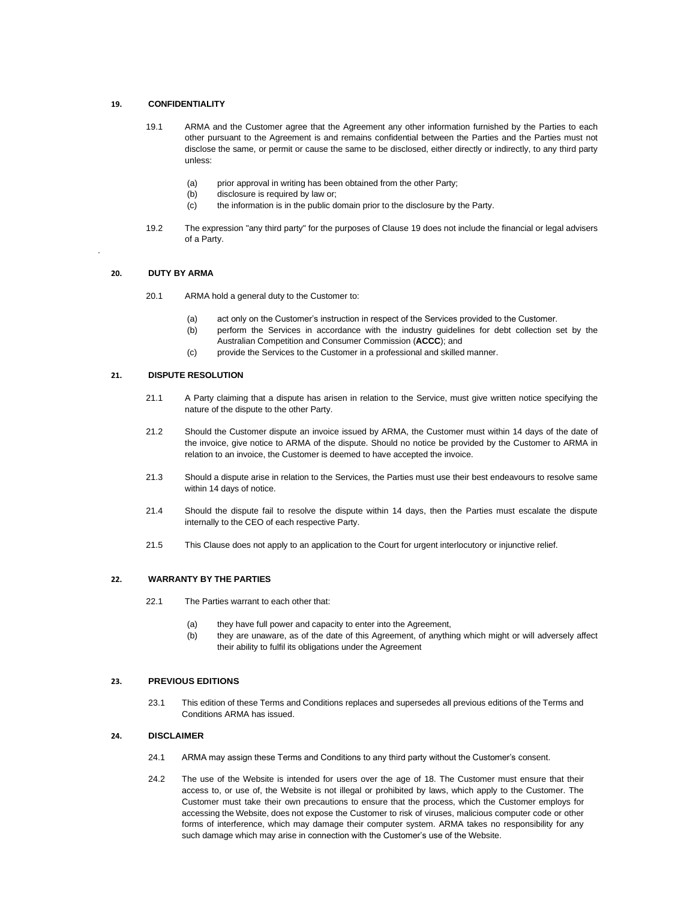## 19. CONFIDENTIALITY

19.1 ARMA and the Customer agree that the Agreement any other information furnished by the Parties to each other pursuant to the Agreement is and remains confidential between the Parties and the Parties must not disclose the same, or permit or cause the same to be disclosed, either directly or indirectly, to any third party unless:

(a) prior approval in writing has been obtained from the other Party;
(b) disclosure is required by law or;
(c) the information is in the public domain prior to the disclosure by the Party.

19.2 The expression "any third party" for the purposes of Clause 19 does not include the financial or legal advisers of a Party.

## 20. DUTY BY ARMA

20.1 ARMA hold a general duty to the Customer to:

(a) act only on the Customer's instruction in respect of the Services provided to the Customer.
(b) perform the Services in accordance with the industry guidelines for debt collection set by the Australian Competition and Consumer Commission (**ACCC**); and
(c) provide the Services to the Customer in a professional and skilled manner.

## 21. DISPUTE RESOLUTION

21.1 A Party claiming that a dispute has arisen in relation to the Service, must give written notice specifying the nature of the dispute to the other Party.

21.2 Should the Customer dispute an invoice issued by ARMA, the Customer must within 14 days of the date of the invoice, give notice to ARMA of the dispute. Should no notice be provided by the Customer to ARMA in relation to an invoice, the Customer is deemed to have accepted the invoice.

21.3 Should a dispute arise in relation to the Services, the Parties must use their best endeavours to resolve same within 14 days of notice.

21.4 Should the dispute fail to resolve the dispute within 14 days, then the Parties must escalate the dispute internally to the CEO of each respective Party.

21.5 This Clause does not apply to an application to the Court for urgent interlocutory or injunctive relief.

## 22. WARRANTY BY THE PARTIES

22.1 The Parties warrant to each other that:

(a) they have full power and capacity to enter into the Agreement,
(b) they are unaware, as of the date of this Agreement, of anything which might or will adversely affect their ability to fulfil its obligations under the Agreement

## 23. PREVIOUS EDITIONS

23.1 This edition of these Terms and Conditions replaces and supersedes all previous editions of the Terms and Conditions ARMA has issued.

## 24. DISCLAIMER

24.1 ARMA may assign these Terms and Conditions to any third party without the Customer's consent.

24.2 The use of the Website is intended for users over the age of 18. The Customer must ensure that their access to, or use of, the Website is not illegal or prohibited by laws, which apply to the Customer. The Customer must take their own precautions to ensure that the process, which the Customer employs for accessing the Website, does not expose the Customer to risk of viruses, malicious computer code or other forms of interference, which may damage their computer system. ARMA takes no responsibility for any such damage which may arise in connection with the Customer's use of the Website.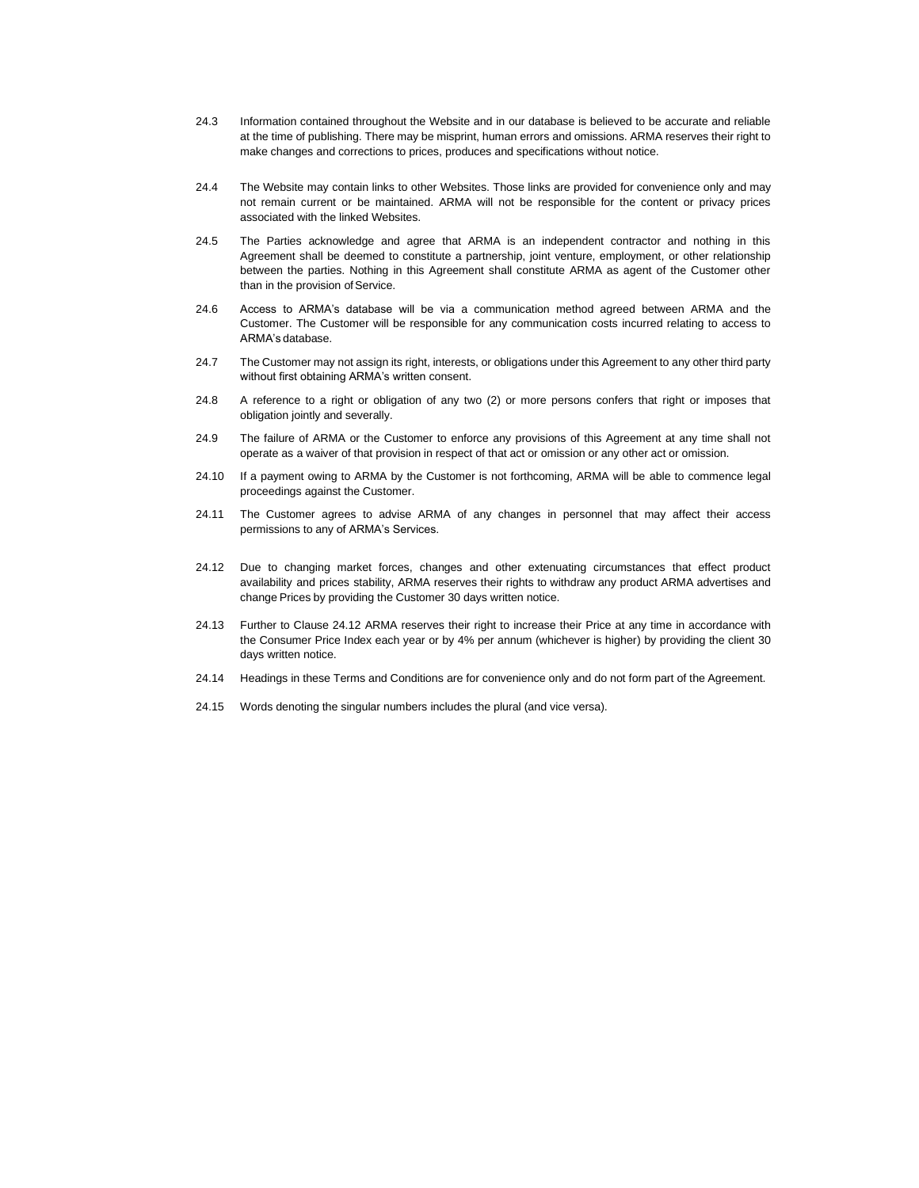24.3 Information contained throughout the Website and in our database is believed to be accurate and reliable at the time of publishing. There may be misprint, human errors and omissions. ARMA reserves their right to make changes and corrections to prices, produces and specifications without notice.

24.4 The Website may contain links to other Websites. Those links are provided for convenience only and may not remain current or be maintained. ARMA will not be responsible for the content or privacy prices associated with the linked Websites.

24.5 The Parties acknowledge and agree that ARMA is an independent contractor and nothing in this Agreement shall be deemed to constitute a partnership, joint venture, employment, or other relationship between the parties. Nothing in this Agreement shall constitute ARMA as agent of the Customer other than in the provision of Service.

24.6 Access to ARMA's database will be via a communication method agreed between ARMA and the Customer. The Customer will be responsible for any communication costs incurred relating to access to ARMA's database.

24.7 The Customer may not assign its right, interests, or obligations under this Agreement to any other third party without first obtaining ARMA's written consent.

24.8 A reference to a right or obligation of any two (2) or more persons confers that right or imposes that obligation jointly and severally.

24.9 The failure of ARMA or the Customer to enforce any provisions of this Agreement at any time shall not operate as a waiver of that provision in respect of that act or omission or any other act or omission.

24.10 If a payment owing to ARMA by the Customer is not forthcoming, ARMA will be able to commence legal proceedings against the Customer.

24.11 The Customer agrees to advise ARMA of any changes in personnel that may affect their access permissions to any of ARMA's Services.

24.12 Due to changing market forces, changes and other extenuating circumstances that effect product availability and prices stability, ARMA reserves their rights to withdraw any product ARMA advertises and change Prices by providing the Customer 30 days written notice.

24.13 Further to Clause 24.12 ARMA reserves their right to increase their Price at any time in accordance with the Consumer Price Index each year or by 4% per annum (whichever is higher) by providing the client 30 days written notice.

24.14 Headings in these Terms and Conditions are for convenience only and do not form part of the Agreement.

24.15 Words denoting the singular numbers includes the plural (and vice versa).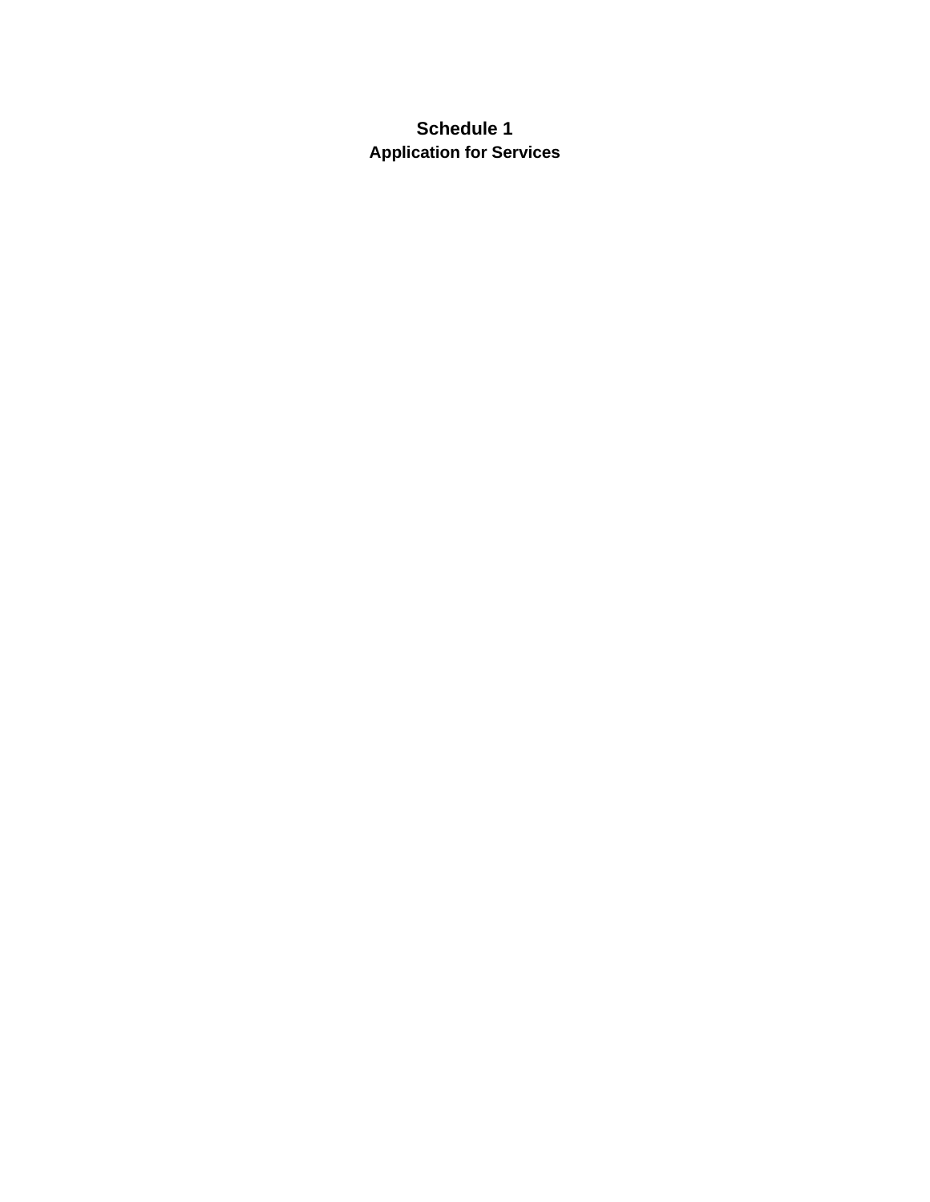# Schedule 1

## Application for Services